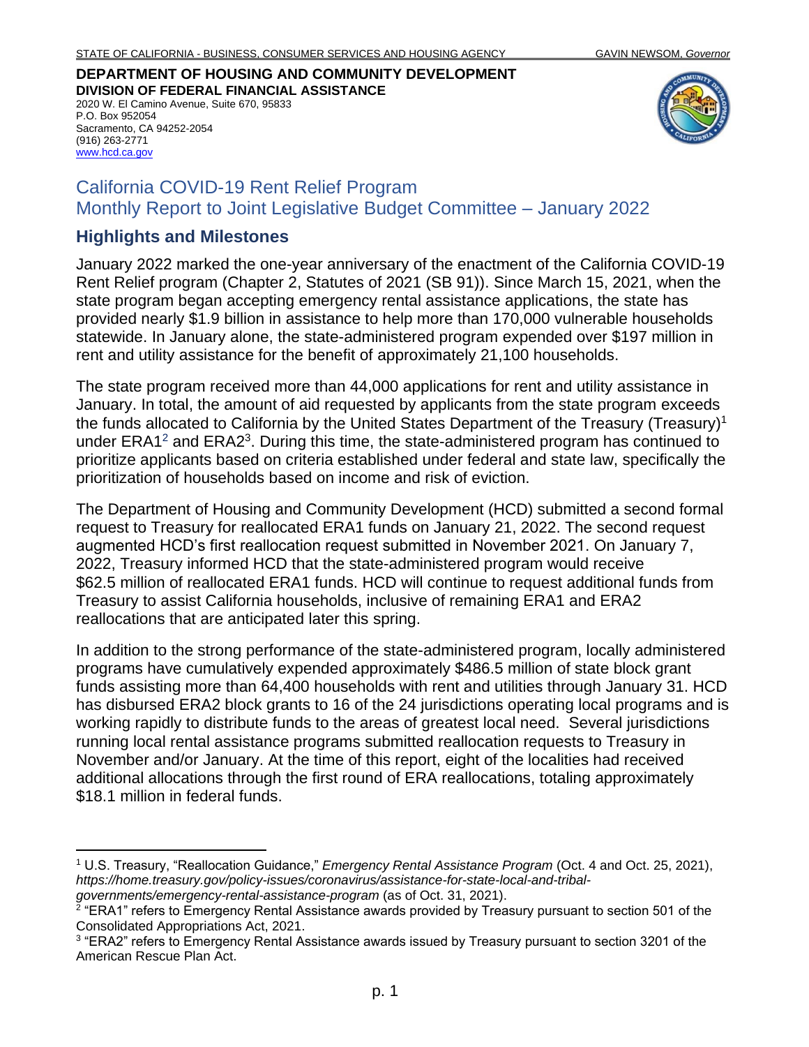STATE OF CALIFORNIA - BUSINESS, CONSUMER SERVICES AND HOUSING AGENCY GAVIN NEWSOM, *Governor*

**DEPARTMENT OF HOUSING AND COMMUNITY DEVELOPMENT**
**DIVISION OF FEDERAL FINANCIAL ASSISTANCE**
2020 W. El Camino Avenue, Suite 670, 95833
P.O. Box 952054
Sacramento, CA 94252-2054
(916) 263-2771
www.hcd.ca.gov

# California COVID-19 Rent Relief Program
# Monthly Report to Joint Legislative Budget Committee – January 2022

## Highlights and Milestones

January 2022 marked the one-year anniversary of the enactment of the California COVID-19 Rent Relief program (Chapter 2, Statutes of 2021 (SB 91)). Since March 15, 2021, when the state program began accepting emergency rental assistance applications, the state has provided nearly $1.9 billion in assistance to help more than 170,000 vulnerable households statewide. In January alone, the state-administered program expended over $197 million in rent and utility assistance for the benefit of approximately 21,100 households.

The state program received more than 44,000 applications for rent and utility assistance in January. In total, the amount of aid requested by applicants from the state program exceeds the funds allocated to California by the United States Department of the Treasury (Treasury)[1] under ERA1[2] and ERA2[3]. During this time, the state-administered program has continued to prioritize applicants based on criteria established under federal and state law, specifically the prioritization of households based on income and risk of eviction.

The Department of Housing and Community Development (HCD) submitted a second formal request to Treasury for reallocated ERA1 funds on January 21, 2022. The second request augmented HCD's first reallocation request submitted in November 2021. On January 7, 2022, Treasury informed HCD that the state-administered program would receive $62.5 million of reallocated ERA1 funds. HCD will continue to request additional funds from Treasury to assist California households, inclusive of remaining ERA1 and ERA2 reallocations that are anticipated later this spring.

In addition to the strong performance of the state-administered program, locally administered programs have cumulatively expended approximately $486.5 million of state block grant funds assisting more than 64,400 households with rent and utilities through January 31. HCD has disbursed ERA2 block grants to 16 of the 24 jurisdictions operating local programs and is working rapidly to distribute funds to the areas of greatest local need. Several jurisdictions running local rental assistance programs submitted reallocation requests to Treasury in November and/or January. At the time of this report, eight of the localities had received additional allocations through the first round of ERA reallocations, totaling approximately $18.1 million in federal funds.

---

[1] U.S. Treasury, "Reallocation Guidance," *Emergency Rental Assistance Program* (Oct. 4 and Oct. 25, 2021), *https://home.treasury.gov/policy-issues/coronavirus/assistance-for-state-local-and-tribal-governments/emergency-rental-assistance-program* (as of Oct. 31, 2021).

[2] "ERA1" refers to Emergency Rental Assistance awards provided by Treasury pursuant to section 501 of the Consolidated Appropriations Act, 2021.

[3] "ERA2" refers to Emergency Rental Assistance awards issued by Treasury pursuant to section 3201 of the American Rescue Plan Act.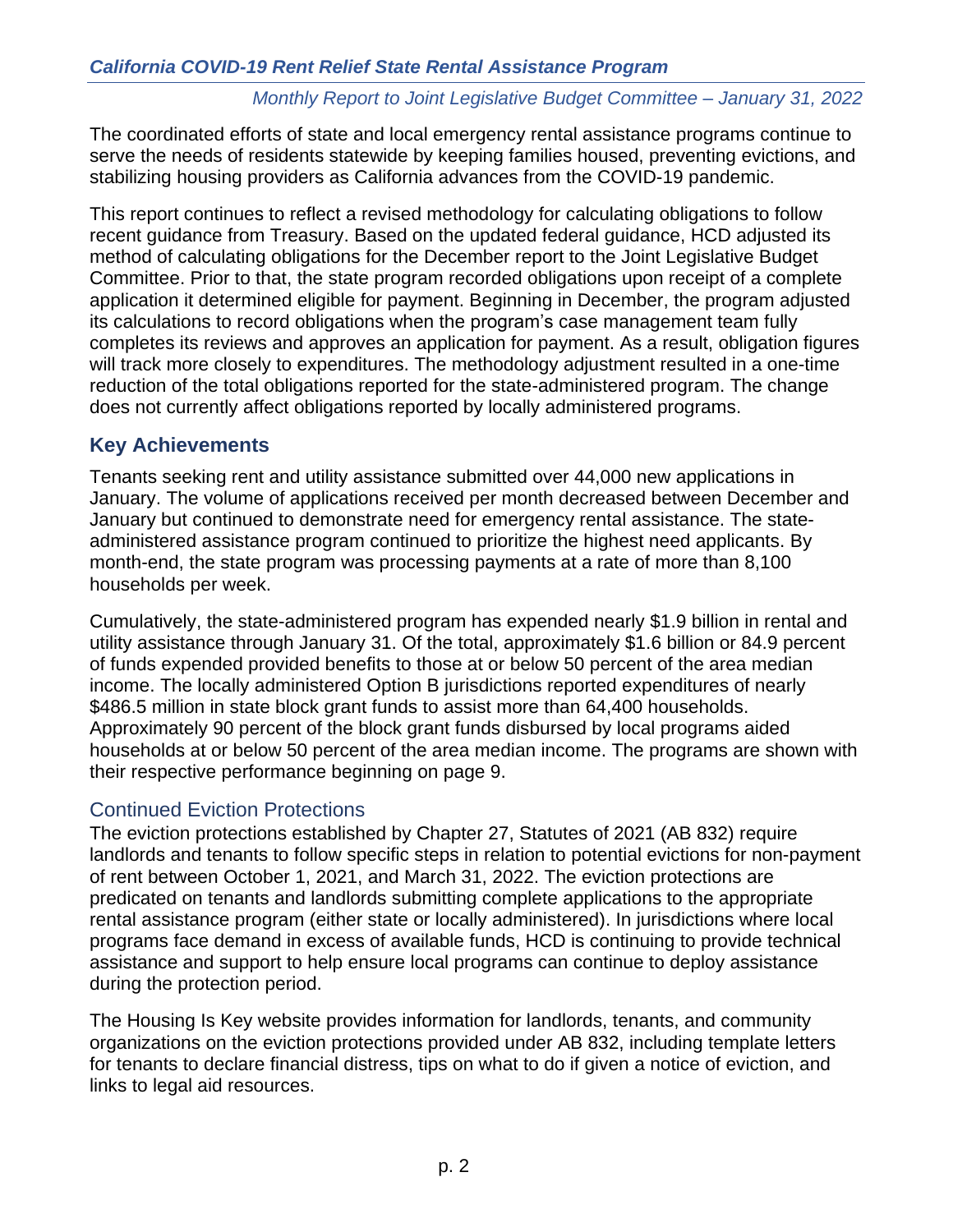The coordinated efforts of state and local emergency rental assistance programs continue to serve the needs of residents statewide by keeping families housed, preventing evictions, and stabilizing housing providers as California advances from the COVID-19 pandemic.

This report continues to reflect a revised methodology for calculating obligations to follow recent guidance from Treasury. Based on the updated federal guidance, HCD adjusted its method of calculating obligations for the December report to the Joint Legislative Budget Committee. Prior to that, the state program recorded obligations upon receipt of a complete application it determined eligible for payment. Beginning in December, the program adjusted its calculations to record obligations when the program's case management team fully completes its reviews and approves an application for payment. As a result, obligation figures will track more closely to expenditures. The methodology adjustment resulted in a one-time reduction of the total obligations reported for the state-administered program. The change does not currently affect obligations reported by locally administered programs.

## Key Achievements

Tenants seeking rent and utility assistance submitted over 44,000 new applications in January. The volume of applications received per month decreased between December and January but continued to demonstrate need for emergency rental assistance. The state-administered assistance program continued to prioritize the highest need applicants. By month-end, the state program was processing payments at a rate of more than 8,100 households per week.

Cumulatively, the state-administered program has expended nearly $1.9 billion in rental and utility assistance through January 31. Of the total, approximately $1.6 billion or 84.9 percent of funds expended provided benefits to those at or below 50 percent of the area median income. The locally administered Option B jurisdictions reported expenditures of nearly $486.5 million in state block grant funds to assist more than 64,400 households. Approximately 90 percent of the block grant funds disbursed by local programs aided households at or below 50 percent of the area median income. The programs are shown with their respective performance beginning on page 9.

### Continued Eviction Protections

The eviction protections established by Chapter 27, Statutes of 2021 (AB 832) require landlords and tenants to follow specific steps in relation to potential evictions for non-payment of rent between October 1, 2021, and March 31, 2022. The eviction protections are predicated on tenants and landlords submitting complete applications to the appropriate rental assistance program (either state or locally administered). In jurisdictions where local programs face demand in excess of available funds, HCD is continuing to provide technical assistance and support to help ensure local programs can continue to deploy assistance during the protection period.

The Housing Is Key website provides information for landlords, tenants, and community organizations on the eviction protections provided under AB 832, including template letters for tenants to declare financial distress, tips on what to do if given a notice of eviction, and links to legal aid resources.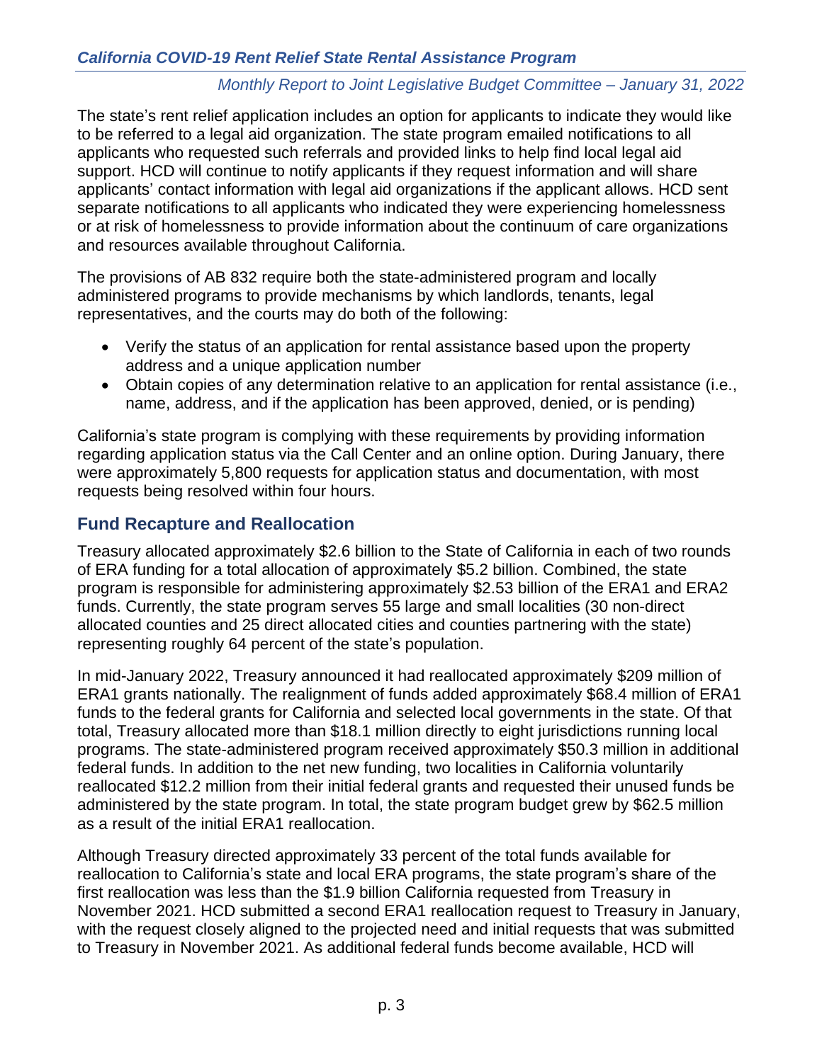The state's rent relief application includes an option for applicants to indicate they would like to be referred to a legal aid organization. The state program emailed notifications to all applicants who requested such referrals and provided links to help find local legal aid support. HCD will continue to notify applicants if they request information and will share applicants' contact information with legal aid organizations if the applicant allows. HCD sent separate notifications to all applicants who indicated they were experiencing homelessness or at risk of homelessness to provide information about the continuum of care organizations and resources available throughout California.

The provisions of AB 832 require both the state-administered program and locally administered programs to provide mechanisms by which landlords, tenants, legal representatives, and the courts may do both of the following:

- Verify the status of an application for rental assistance based upon the property address and a unique application number
- Obtain copies of any determination relative to an application for rental assistance (i.e., name, address, and if the application has been approved, denied, or is pending)

California's state program is complying with these requirements by providing information regarding application status via the Call Center and an online option. During January, there were approximately 5,800 requests for application status and documentation, with most requests being resolved within four hours.

## Fund Recapture and Reallocation

Treasury allocated approximately $2.6 billion to the State of California in each of two rounds of ERA funding for a total allocation of approximately $5.2 billion. Combined, the state program is responsible for administering approximately $2.53 billion of the ERA1 and ERA2 funds. Currently, the state program serves 55 large and small localities (30 non-direct allocated counties and 25 direct allocated cities and counties partnering with the state) representing roughly 64 percent of the state's population.

In mid-January 2022, Treasury announced it had reallocated approximately $209 million of ERA1 grants nationally. The realignment of funds added approximately $68.4 million of ERA1 funds to the federal grants for California and selected local governments in the state. Of that total, Treasury allocated more than $18.1 million directly to eight jurisdictions running local programs. The state-administered program received approximately $50.3 million in additional federal funds. In addition to the net new funding, two localities in California voluntarily reallocated $12.2 million from their initial federal grants and requested their unused funds be administered by the state program. In total, the state program budget grew by $62.5 million as a result of the initial ERA1 reallocation.

Although Treasury directed approximately 33 percent of the total funds available for reallocation to California's state and local ERA programs, the state program's share of the first reallocation was less than the $1.9 billion California requested from Treasury in November 2021. HCD submitted a second ERA1 reallocation request to Treasury in January, with the request closely aligned to the projected need and initial requests that was submitted to Treasury in November 2021. As additional federal funds become available, HCD will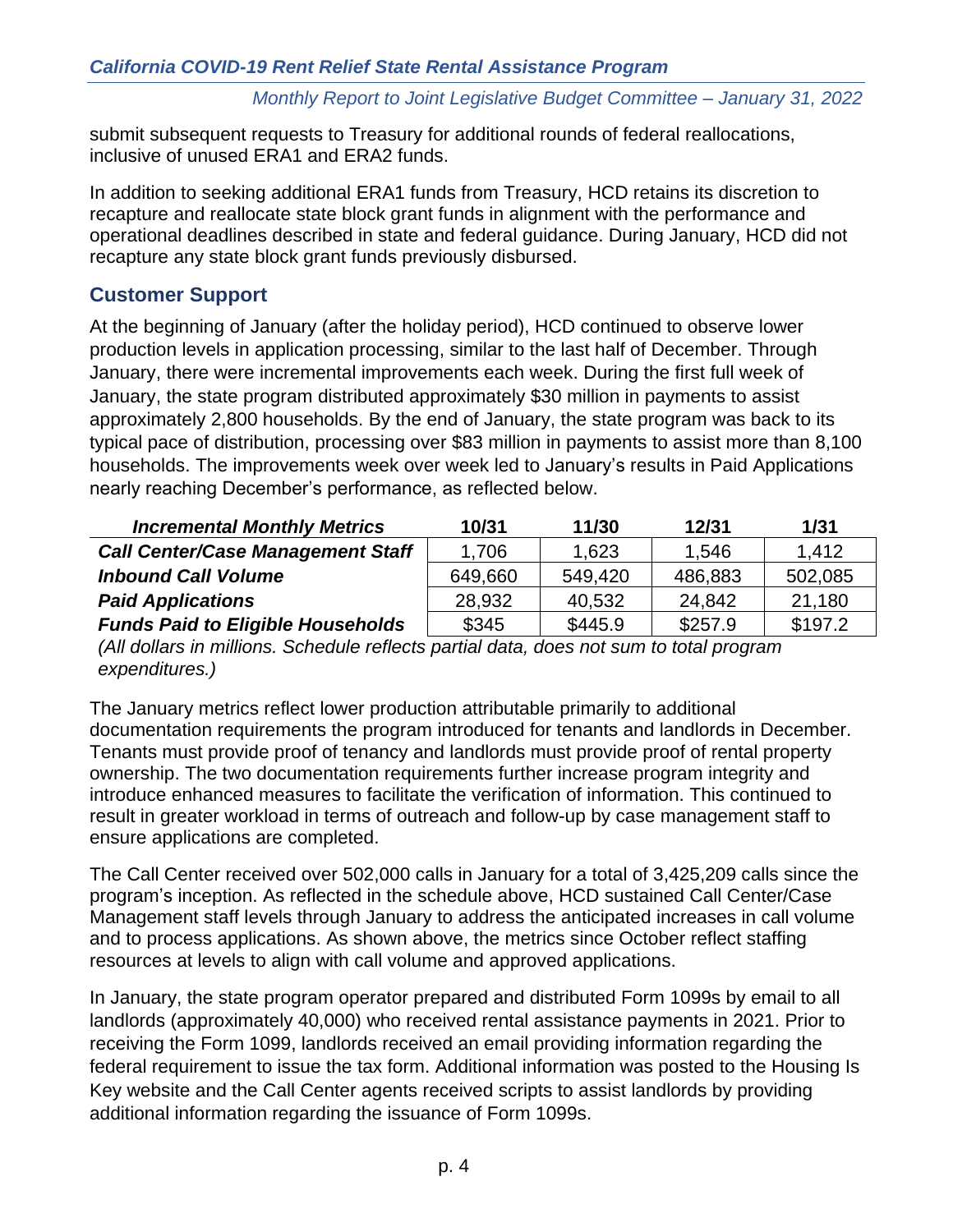submit subsequent requests to Treasury for additional rounds of federal reallocations, inclusive of unused ERA1 and ERA2 funds.

In addition to seeking additional ERA1 funds from Treasury, HCD retains its discretion to recapture and reallocate state block grant funds in alignment with the performance and operational deadlines described in state and federal guidance. During January, HCD did not recapture any state block grant funds previously disbursed.

## Customer Support

At the beginning of January (after the holiday period), HCD continued to observe lower production levels in application processing, similar to the last half of December. Through January, there were incremental improvements each week. During the first full week of January, the state program distributed approximately $30 million in payments to assist approximately 2,800 households. By the end of January, the state program was back to its typical pace of distribution, processing over $83 million in payments to assist more than 8,100 households. The improvements week over week led to January's results in Paid Applications nearly reaching December's performance, as reflected below.

| *Incremental Monthly Metrics* | 10/31 | 11/30 | 12/31 | 1/31 |
|---|---|---|---|---|
| ***Call Center/Case Management Staff*** | 1,706 | 1,623 | 1,546 | 1,412 |
| ***Inbound Call Volume*** | 649,660 | 549,420 | 486,883 | 502,085 |
| ***Paid Applications*** | 28,932 | 40,532 | 24,842 | 21,180 |
| ***Funds Paid to Eligible Households*** | $345 | $445.9 | $257.9 | $197.2 |

*(All dollars in millions. Schedule reflects partial data, does not sum to total program expenditures.)*

The January metrics reflect lower production attributable primarily to additional documentation requirements the program introduced for tenants and landlords in December. Tenants must provide proof of tenancy and landlords must provide proof of rental property ownership. The two documentation requirements further increase program integrity and introduce enhanced measures to facilitate the verification of information. This continued to result in greater workload in terms of outreach and follow-up by case management staff to ensure applications are completed.

The Call Center received over 502,000 calls in January for a total of 3,425,209 calls since the program's inception. As reflected in the schedule above, HCD sustained Call Center/Case Management staff levels through January to address the anticipated increases in call volume and to process applications. As shown above, the metrics since October reflect staffing resources at levels to align with call volume and approved applications.

In January, the state program operator prepared and distributed Form 1099s by email to all landlords (approximately 40,000) who received rental assistance payments in 2021. Prior to receiving the Form 1099, landlords received an email providing information regarding the federal requirement to issue the tax form. Additional information was posted to the Housing Is Key website and the Call Center agents received scripts to assist landlords by providing additional information regarding the issuance of Form 1099s.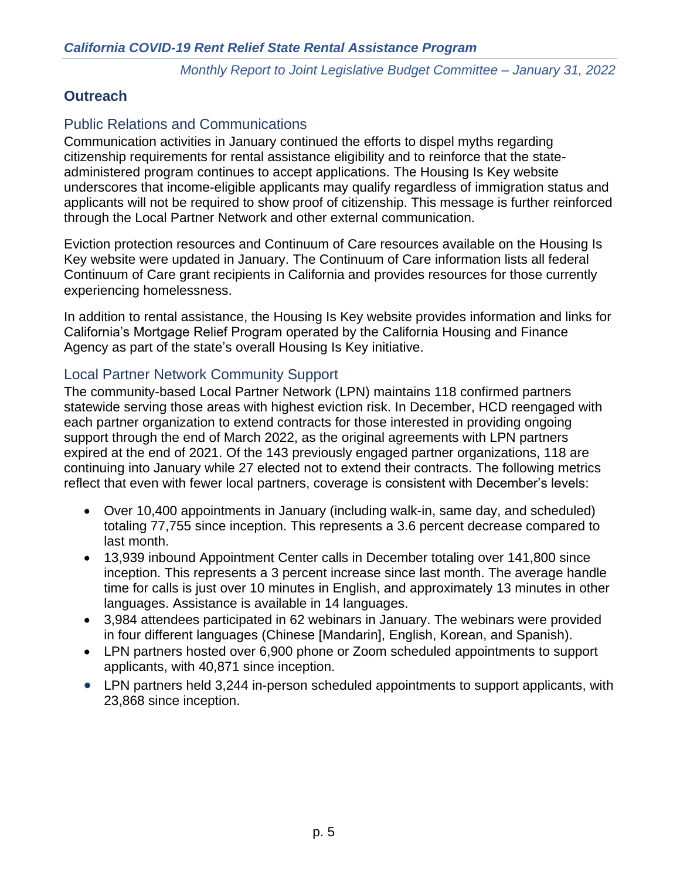## Outreach

### Public Relations and Communications

Communication activities in January continued the efforts to dispel myths regarding citizenship requirements for rental assistance eligibility and to reinforce that the state-administered program continues to accept applications. The Housing Is Key website underscores that income-eligible applicants may qualify regardless of immigration status and applicants will not be required to show proof of citizenship. This message is further reinforced through the Local Partner Network and other external communication.

Eviction protection resources and Continuum of Care resources available on the Housing Is Key website were updated in January. The Continuum of Care information lists all federal Continuum of Care grant recipients in California and provides resources for those currently experiencing homelessness.

In addition to rental assistance, the Housing Is Key website provides information and links for California's Mortgage Relief Program operated by the California Housing and Finance Agency as part of the state's overall Housing Is Key initiative.

### Local Partner Network Community Support

The community-based Local Partner Network (LPN) maintains 118 confirmed partners statewide serving those areas with highest eviction risk. In December, HCD reengaged with each partner organization to extend contracts for those interested in providing ongoing support through the end of March 2022, as the original agreements with LPN partners expired at the end of 2021. Of the 143 previously engaged partner organizations, 118 are continuing into January while 27 elected not to extend their contracts. The following metrics reflect that even with fewer local partners, coverage is consistent with December's levels:

- Over 10,400 appointments in January (including walk-in, same day, and scheduled) totaling 77,755 since inception. This represents a 3.6 percent decrease compared to last month.
- 13,939 inbound Appointment Center calls in December totaling over 141,800 since inception. This represents a 3 percent increase since last month. The average handle time for calls is just over 10 minutes in English, and approximately 13 minutes in other languages. Assistance is available in 14 languages.
- 3,984 attendees participated in 62 webinars in January. The webinars were provided in four different languages (Chinese [Mandarin], English, Korean, and Spanish).
- LPN partners hosted over 6,900 phone or Zoom scheduled appointments to support applicants, with 40,871 since inception.
- LPN partners held 3,244 in-person scheduled appointments to support applicants, with 23,868 since inception.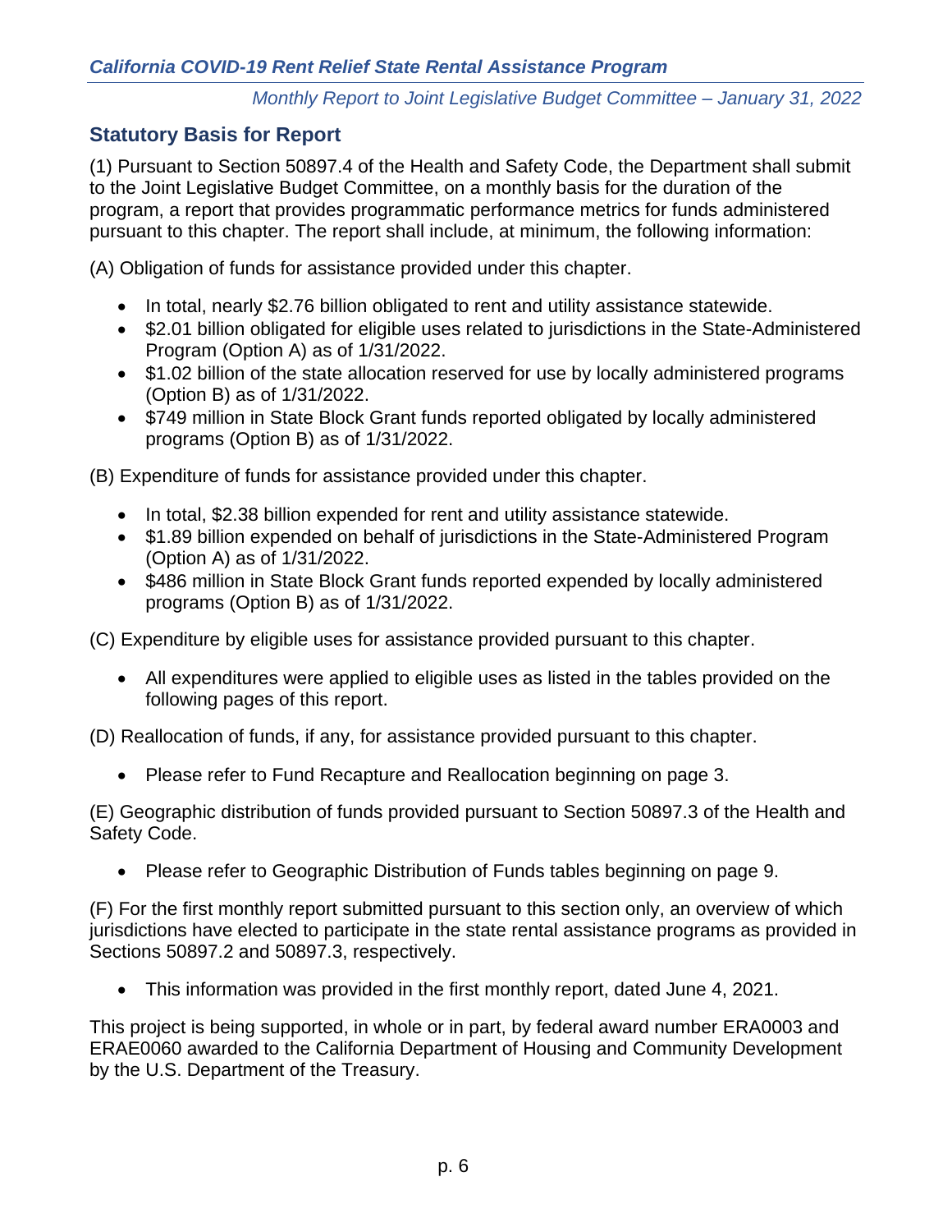## Statutory Basis for Report

(1) Pursuant to Section 50897.4 of the Health and Safety Code, the Department shall submit to the Joint Legislative Budget Committee, on a monthly basis for the duration of the program, a report that provides programmatic performance metrics for funds administered pursuant to this chapter. The report shall include, at minimum, the following information:

(A) Obligation of funds for assistance provided under this chapter.

- In total, nearly $2.76 billion obligated to rent and utility assistance statewide.
- $2.01 billion obligated for eligible uses related to jurisdictions in the State-Administered Program (Option A) as of 1/31/2022.
- $1.02 billion of the state allocation reserved for use by locally administered programs (Option B) as of 1/31/2022.
- $749 million in State Block Grant funds reported obligated by locally administered programs (Option B) as of 1/31/2022.

(B) Expenditure of funds for assistance provided under this chapter.

- In total, $2.38 billion expended for rent and utility assistance statewide.
- $1.89 billion expended on behalf of jurisdictions in the State-Administered Program (Option A) as of 1/31/2022.
- $486 million in State Block Grant funds reported expended by locally administered programs (Option B) as of 1/31/2022.

(C) Expenditure by eligible uses for assistance provided pursuant to this chapter.

- All expenditures were applied to eligible uses as listed in the tables provided on the following pages of this report.

(D) Reallocation of funds, if any, for assistance provided pursuant to this chapter.

- Please refer to Fund Recapture and Reallocation beginning on page 3.

(E) Geographic distribution of funds provided pursuant to Section 50897.3 of the Health and Safety Code.

- Please refer to Geographic Distribution of Funds tables beginning on page 9.

(F) For the first monthly report submitted pursuant to this section only, an overview of which jurisdictions have elected to participate in the state rental assistance programs as provided in Sections 50897.2 and 50897.3, respectively.

- This information was provided in the first monthly report, dated June 4, 2021.

This project is being supported, in whole or in part, by federal award number ERA0003 and ERAE0060 awarded to the California Department of Housing and Community Development by the U.S. Department of the Treasury.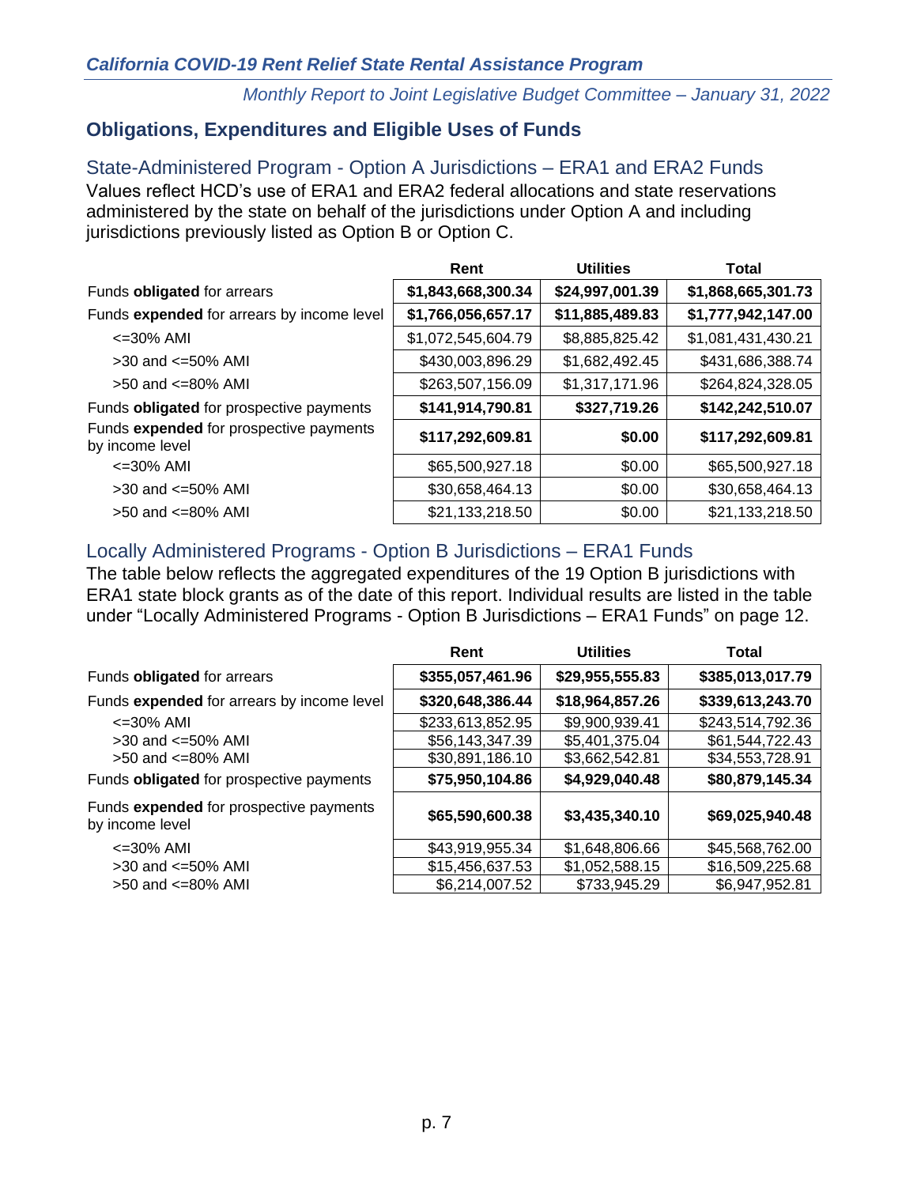## Obligations, Expenditures and Eligible Uses of Funds

### State-Administered Program - Option A Jurisdictions – ERA1 and ERA2 Funds

Values reflect HCD's use of ERA1 and ERA2 federal allocations and state reservations administered by the state on behalf of the jurisdictions under Option A and including jurisdictions previously listed as Option B or Option C.

| | Rent | Utilities | Total |
|---|---|---|---|
| Funds **obligated** for arrears | **$1,843,668,300.34** | **$24,997,001.39** | **$1,868,665,301.73** |
| Funds **expended** for arrears by income level | **$1,766,056,657.17** | **$11,885,489.83** | **$1,777,942,147.00** |
| <=30% AMI | $1,072,545,604.79 | $8,885,825.42 | $1,081,431,430.21 |
| >30 and <=50% AMI | $430,003,896.29 | $1,682,492.45 | $431,686,388.74 |
| >50 and <=80% AMI | $263,507,156.09 | $1,317,171.96 | $264,824,328.05 |
| Funds **obligated** for prospective payments | **$141,914,790.81** | **$327,719.26** | **$142,242,510.07** |
| Funds **expended** for prospective payments by income level | **$117,292,609.81** | **$0.00** | **$117,292,609.81** |
| <=30% AMI | $65,500,927.18 | $0.00 | $65,500,927.18 |
| >30 and <=50% AMI | $30,658,464.13 | $0.00 | $30,658,464.13 |
| >50 and <=80% AMI | $21,133,218.50 | $0.00 | $21,133,218.50 |

### Locally Administered Programs - Option B Jurisdictions – ERA1 Funds

The table below reflects the aggregated expenditures of the 19 Option B jurisdictions with ERA1 state block grants as of the date of this report. Individual results are listed in the table under "Locally Administered Programs - Option B Jurisdictions – ERA1 Funds" on page 12.

| | Rent | Utilities | Total |
|---|---|---|---|
| Funds **obligated** for arrears | **$355,057,461.96** | **$29,955,555.83** | **$385,013,017.79** |
| Funds **expended** for arrears by income level | **$320,648,386.44** | **$18,964,857.26** | **$339,613,243.70** |
| <=30% AMI | $233,613,852.95 | $9,900,939.41 | $243,514,792.36 |
| >30 and <=50% AMI | $56,143,347.39 | $5,401,375.04 | $61,544,722.43 |
| >50 and <=80% AMI | $30,891,186.10 | $3,662,542.81 | $34,553,728.91 |
| Funds **obligated** for prospective payments | **$75,950,104.86** | **$4,929,040.48** | **$80,879,145.34** |
| Funds **expended** for prospective payments by income level | **$65,590,600.38** | **$3,435,340.10** | **$69,025,940.48** |
| <=30% AMI | $43,919,955.34 | $1,648,806.66 | $45,568,762.00 |
| >30 and <=50% AMI | $15,456,637.53 | $1,052,588.15 | $16,509,225.68 |
| >50 and <=80% AMI | $6,214,007.52 | $733,945.29 | $6,947,952.81 |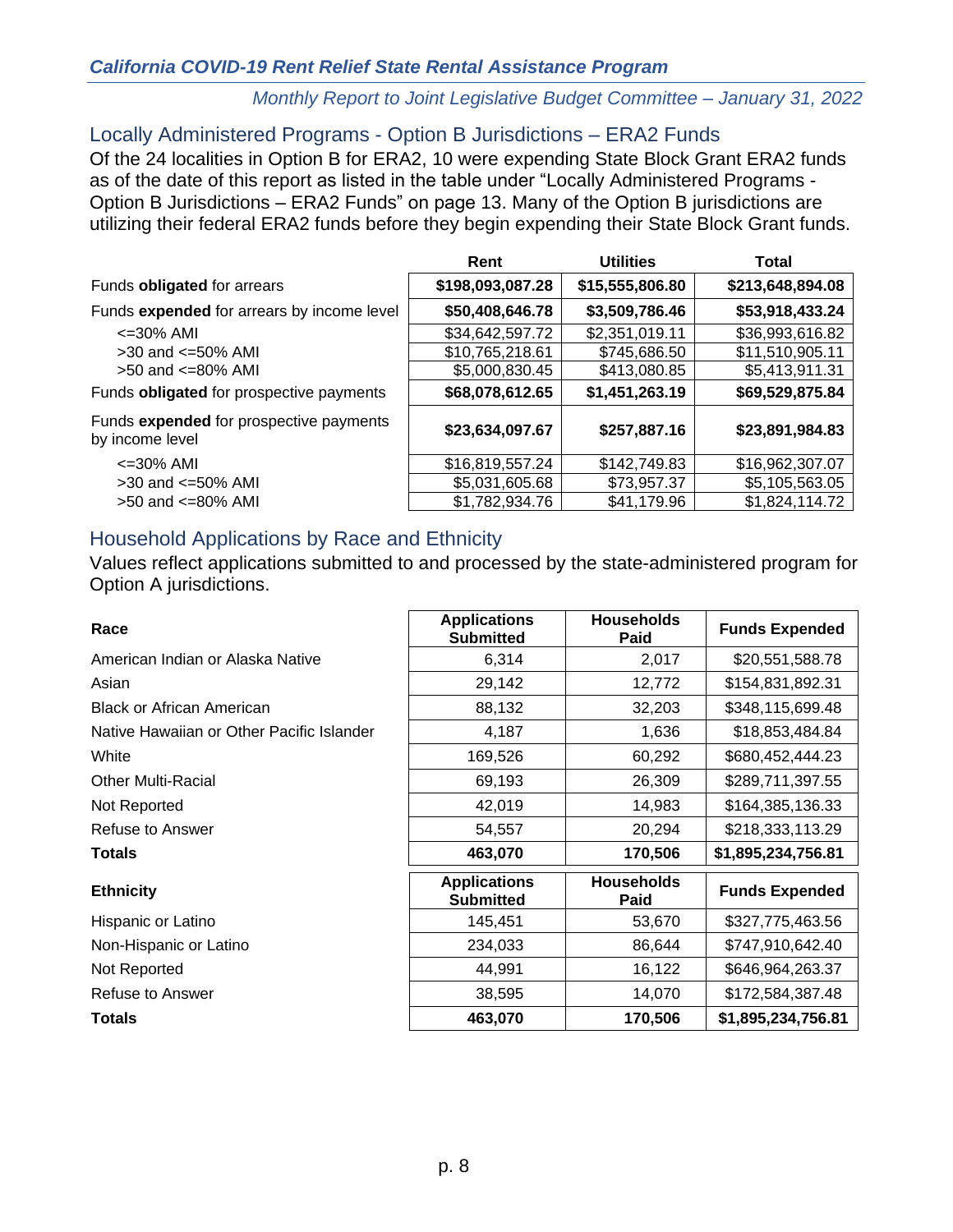## Locally Administered Programs - Option B Jurisdictions – ERA2 Funds

Of the 24 localities in Option B for ERA2, 10 were expending State Block Grant ERA2 funds as of the date of this report as listed in the table under "Locally Administered Programs - Option B Jurisdictions – ERA2 Funds" on page 13. Many of the Option B jurisdictions are utilizing their federal ERA2 funds before they begin expending their State Block Grant funds.

| | Rent | Utilities | Total |
|---|---|---|---|
| Funds **obligated** for arrears | **$198,093,087.28** | **$15,555,806.80** | **$213,648,894.08** |
| Funds **expended** for arrears by income level | **$50,408,646.78** | **$3,509,786.46** | **$53,918,433.24** |
| <=30% AMI | $34,642,597.72 | $2,351,019.11 | $36,993,616.82 |
| >30 and <=50% AMI | $10,765,218.61 | $745,686.50 | $11,510,905.11 |
| >50 and <=80% AMI | $5,000,830.45 | $413,080.85 | $5,413,911.31 |
| Funds **obligated** for prospective payments | **$68,078,612.65** | **$1,451,263.19** | **$69,529,875.84** |
| Funds **expended** for prospective payments by income level | **$23,634,097.67** | **$257,887.16** | **$23,891,984.83** |
| <=30% AMI | $16,819,557.24 | $142,749.83 | $16,962,307.07 |
| >30 and <=50% AMI | $5,031,605.68 | $73,957.37 | $5,105,563.05 |
| >50 and <=80% AMI | $1,782,934.76 | $41,179.96 | $1,824,114.72 |

## Household Applications by Race and Ethnicity

Values reflect applications submitted to and processed by the state-administered program for Option A jurisdictions.

| **Race** | **Applications Submitted** | **Households Paid** | **Funds Expended** |
|---|---|---|---|
| American Indian or Alaska Native | 6,314 | 2,017 | $20,551,588.78 |
| Asian | 29,142 | 12,772 | $154,831,892.31 |
| Black or African American | 88,132 | 32,203 | $348,115,699.48 |
| Native Hawaiian or Other Pacific Islander | 4,187 | 1,636 | $18,853,484.84 |
| White | 169,526 | 60,292 | $680,452,444.23 |
| Other Multi-Racial | 69,193 | 26,309 | $289,711,397.55 |
| Not Reported | 42,019 | 14,983 | $164,385,136.33 |
| Refuse to Answer | 54,557 | 20,294 | $218,333,113.29 |
| **Totals** | **463,070** | **170,506** | **$1,895,234,756.81** |

| **Ethnicity** | **Applications Submitted** | **Households Paid** | **Funds Expended** |
|---|---|---|---|
| Hispanic or Latino | 145,451 | 53,670 | $327,775,463.56 |
| Non-Hispanic or Latino | 234,033 | 86,644 | $747,910,642.40 |
| Not Reported | 44,991 | 16,122 | $646,964,263.37 |
| Refuse to Answer | 38,595 | 14,070 | $172,584,387.48 |
| **Totals** | **463,070** | **170,506** | **$1,895,234,756.81** |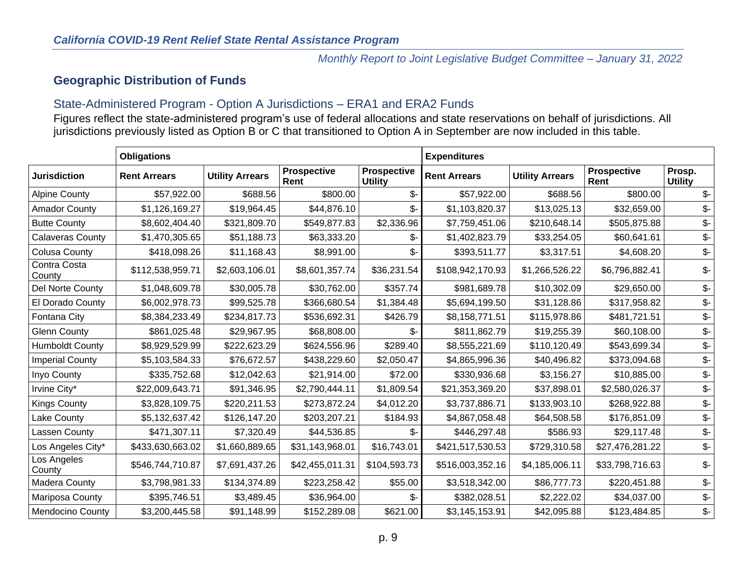*California COVID-19 Rent Relief State Rental Assistance Program*

*Monthly Report to Joint Legislative Budget Committee – January 31, 2022*

## Geographic Distribution of Funds

### State-Administered Program - Option A Jurisdictions – ERA1 and ERA2 Funds

Figures reflect the state-administered program's use of federal allocations and state reservations on behalf of jurisdictions. All jurisdictions previously listed as Option B or C that transitioned to Option A in September are now included in this table.

| | **Obligations** | | | | **Expenditures** | | | |
|---|---|---|---|---|---|---|---|---|
| **Jurisdiction** | **Rent Arrears** | **Utility Arrears** | **Prospective Rent** | **Prospective Utility** | **Rent Arrears** | **Utility Arrears** | **Prospective Rent** | **Prosp. Utility** |
| Alpine County | $57,922.00 | $688.56 | $800.00 | $- | $57,922.00 | $688.56 | $800.00 | $- |
| Amador County | $1,126,169.27 | $19,964.45 | $44,876.10 | $- | $1,103,820.37 | $13,025.13 | $32,659.00 | $- |
| Butte County | $8,602,404.40 | $321,809.70 | $549,877.83 | $2,336.96 | $7,759,451.06 | $210,648.14 | $505,875.88 | $- |
| Calaveras County | $1,470,305.65 | $51,188.73 | $63,333.20 | $- | $1,402,823.79 | $33,254.05 | $60,641.61 | $- |
| Colusa County | $418,098.26 | $11,168.43 | $8,991.00 | $- | $393,511.77 | $3,317.51 | $4,608.20 | $- |
| Contra Costa County | $112,538,959.71 | $2,603,106.01 | $8,601,357.74 | $36,231.54 | $108,942,170.93 | $1,266,526.22 | $6,796,882.41 | $- |
| Del Norte County | $1,048,609.78 | $30,005.78 | $30,762.00 | $357.74 | $981,689.78 | $10,302.09 | $29,650.00 | $- |
| El Dorado County | $6,002,978.73 | $99,525.78 | $366,680.54 | $1,384.48 | $5,694,199.50 | $31,128.86 | $317,958.82 | $- |
| Fontana City | $8,384,233.49 | $234,817.73 | $536,692.31 | $426.79 | $8,158,771.51 | $115,978.86 | $481,721.51 | $- |
| Glenn County | $861,025.48 | $29,967.95 | $68,808.00 | $- | $811,862.79 | $19,255.39 | $60,108.00 | $- |
| Humboldt County | $8,929,529.99 | $222,623.29 | $624,556.96 | $289.40 | $8,555,221.69 | $110,120.49 | $543,699.34 | $- |
| Imperial County | $5,103,584.33 | $76,672.57 | $438,229.60 | $2,050.47 | $4,865,996.36 | $40,496.82 | $373,094.68 | $- |
| Inyo County | $335,752.68 | $12,042.63 | $21,914.00 | $72.00 | $330,936.68 | $3,156.27 | $10,885.00 | $- |
| Irvine City* | $22,009,643.71 | $91,346.95 | $2,790,444.11 | $1,809.54 | $21,353,369.20 | $37,898.01 | $2,580,026.37 | $- |
| Kings County | $3,828,109.75 | $220,211.53 | $273,872.24 | $4,012.20 | $3,737,886.71 | $133,903.10 | $268,922.88 | $- |
| Lake County | $5,132,637.42 | $126,147.20 | $203,207.21 | $184.93 | $4,867,058.48 | $64,508.58 | $176,851.09 | $- |
| Lassen County | $471,307.11 | $7,320.49 | $44,536.85 | $- | $446,297.48 | $586.93 | $29,117.48 | $- |
| Los Angeles City* | $433,630,663.02 | $1,660,889.65 | $31,143,968.01 | $16,743.01 | $421,517,530.53 | $729,310.58 | $27,476,281.22 | $- |
| Los Angeles County | $546,744,710.87 | $7,691,437.26 | $42,455,011.31 | $104,593.73 | $516,003,352.16 | $4,185,006.11 | $33,798,716.63 | $- |
| Madera County | $3,798,981.33 | $134,374.89 | $223,258.42 | $55.00 | $3,518,342.00 | $86,777.73 | $220,451.88 | $- |
| Mariposa County | $395,746.51 | $3,489.45 | $36,964.00 | $- | $382,028.51 | $2,222.02 | $34,037.00 | $- |
| Mendocino County | $3,200,445.58 | $91,148.99 | $152,289.08 | $621.00 | $3,145,153.91 | $42,095.88 | $123,484.85 | $- |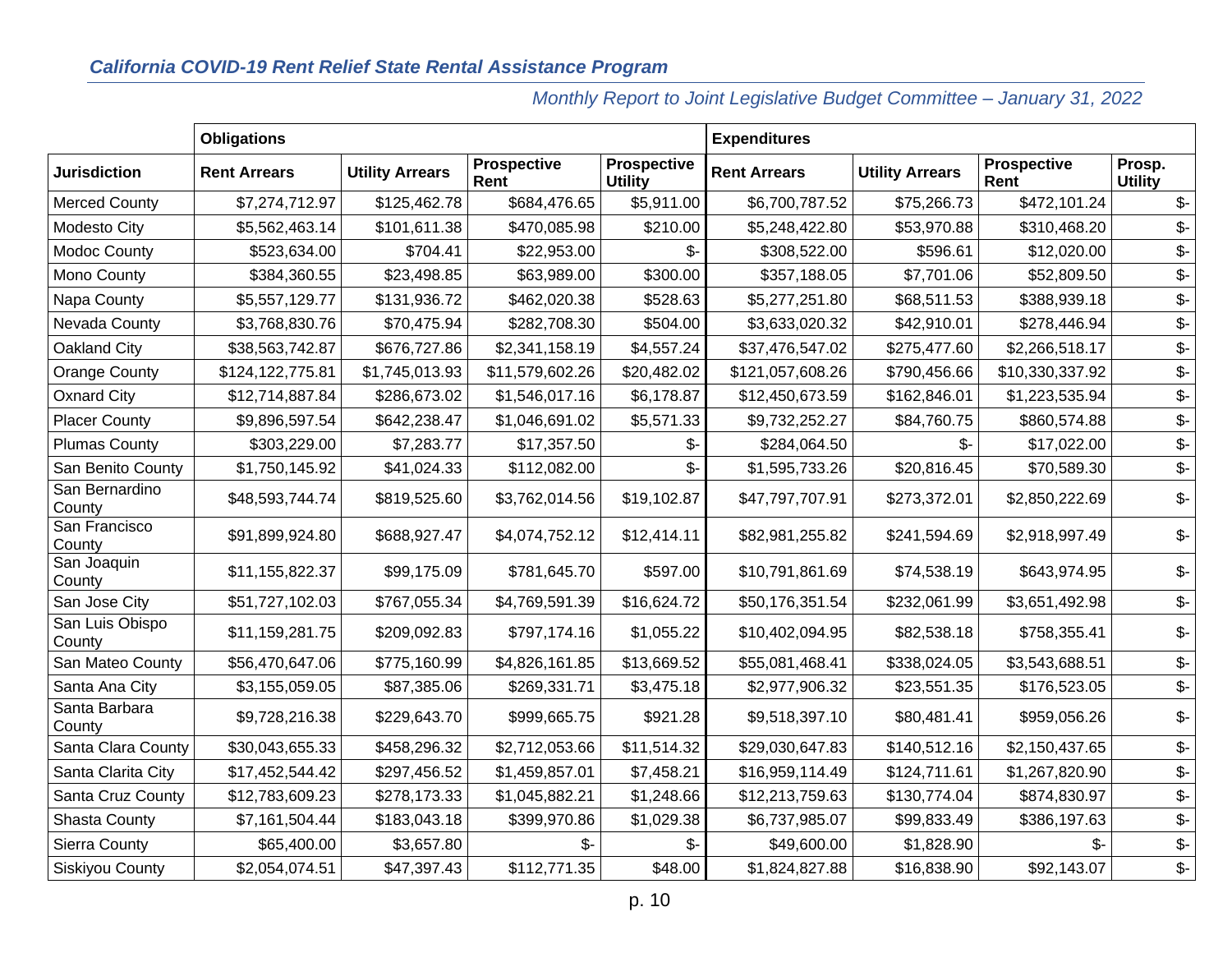*California COVID-19 Rent Relief State Rental Assistance Program*

*Monthly Report to Joint Legislative Budget Committee – January 31, 2022*

| | **Obligations** | | | | **Expenditures** | | | |
|---|---|---|---|---|---|---|---|---|
| **Jurisdiction** | **Rent Arrears** | **Utility Arrears** | **Prospective Rent** | **Prospective Utility** | **Rent Arrears** | **Utility Arrears** | **Prospective Rent** | **Prosp. Utility** |
| Merced County | $7,274,712.97 | $125,462.78 | $684,476.65 | $5,911.00 | $6,700,787.52 | $75,266.73 | $472,101.24 | $- |
| Modesto City | $5,562,463.14 | $101,611.38 | $470,085.98 | $210.00 | $5,248,422.80 | $53,970.88 | $310,468.20 | $- |
| Modoc County | $523,634.00 | $704.41 | $22,953.00 | $- | $308,522.00 | $596.61 | $12,020.00 | $- |
| Mono County | $384,360.55 | $23,498.85 | $63,989.00 | $300.00 | $357,188.05 | $7,701.06 | $52,809.50 | $- |
| Napa County | $5,557,129.77 | $131,936.72 | $462,020.38 | $528.63 | $5,277,251.80 | $68,511.53 | $388,939.18 | $- |
| Nevada County | $3,768,830.76 | $70,475.94 | $282,708.30 | $504.00 | $3,633,020.32 | $42,910.01 | $278,446.94 | $- |
| Oakland City | $38,563,742.87 | $676,727.86 | $2,341,158.19 | $4,557.24 | $37,476,547.02 | $275,477.60 | $2,266,518.17 | $- |
| Orange County | $124,122,775.81 | $1,745,013.93 | $11,579,602.26 | $20,482.02 | $121,057,608.26 | $790,456.66 | $10,330,337.92 | $- |
| Oxnard City | $12,714,887.84 | $286,673.02 | $1,546,017.16 | $6,178.87 | $12,450,673.59 | $162,846.01 | $1,223,535.94 | $- |
| Placer County | $9,896,597.54 | $642,238.47 | $1,046,691.02 | $5,571.33 | $9,732,252.27 | $84,760.75 | $860,574.88 | $- |
| Plumas County | $303,229.00 | $7,283.77 | $17,357.50 | $- | $284,064.50 | $- | $17,022.00 | $- |
| San Benito County | $1,750,145.92 | $41,024.33 | $112,082.00 | $- | $1,595,733.26 | $20,816.45 | $70,589.30 | $- |
| San Bernardino County | $48,593,744.74 | $819,525.60 | $3,762,014.56 | $19,102.87 | $47,797,707.91 | $273,372.01 | $2,850,222.69 | $- |
| San Francisco County | $91,899,924.80 | $688,927.47 | $4,074,752.12 | $12,414.11 | $82,981,255.82 | $241,594.69 | $2,918,997.49 | $- |
| San Joaquin County | $11,155,822.37 | $99,175.09 | $781,645.70 | $597.00 | $10,791,861.69 | $74,538.19 | $643,974.95 | $- |
| San Jose City | $51,727,102.03 | $767,055.34 | $4,769,591.39 | $16,624.72 | $50,176,351.54 | $232,061.99 | $3,651,492.98 | $- |
| San Luis Obispo County | $11,159,281.75 | $209,092.83 | $797,174.16 | $1,055.22 | $10,402,094.95 | $82,538.18 | $758,355.41 | $- |
| San Mateo County | $56,470,647.06 | $775,160.99 | $4,826,161.85 | $13,669.52 | $55,081,468.41 | $338,024.05 | $3,543,688.51 | $- |
| Santa Ana City | $3,155,059.05 | $87,385.06 | $269,331.71 | $3,475.18 | $2,977,906.32 | $23,551.35 | $176,523.05 | $- |
| Santa Barbara County | $9,728,216.38 | $229,643.70 | $999,665.75 | $921.28 | $9,518,397.10 | $80,481.41 | $959,056.26 | $- |
| Santa Clara County | $30,043,655.33 | $458,296.32 | $2,712,053.66 | $11,514.32 | $29,030,647.83 | $140,512.16 | $2,150,437.65 | $- |
| Santa Clarita City | $17,452,544.42 | $297,456.52 | $1,459,857.01 | $7,458.21 | $16,959,114.49 | $124,711.61 | $1,267,820.90 | $- |
| Santa Cruz County | $12,783,609.23 | $278,173.33 | $1,045,882.21 | $1,248.66 | $12,213,759.63 | $130,774.04 | $874,830.97 | $- |
| Shasta County | $7,161,504.44 | $183,043.18 | $399,970.86 | $1,029.38 | $6,737,985.07 | $99,833.49 | $386,197.63 | $- |
| Sierra County | $65,400.00 | $3,657.80 | $- | $- | $49,600.00 | $1,828.90 | $- | $- |
| Siskiyou County | $2,054,074.51 | $47,397.43 | $112,771.35 | $48.00 | $1,824,827.88 | $16,838.90 | $92,143.07 | $- |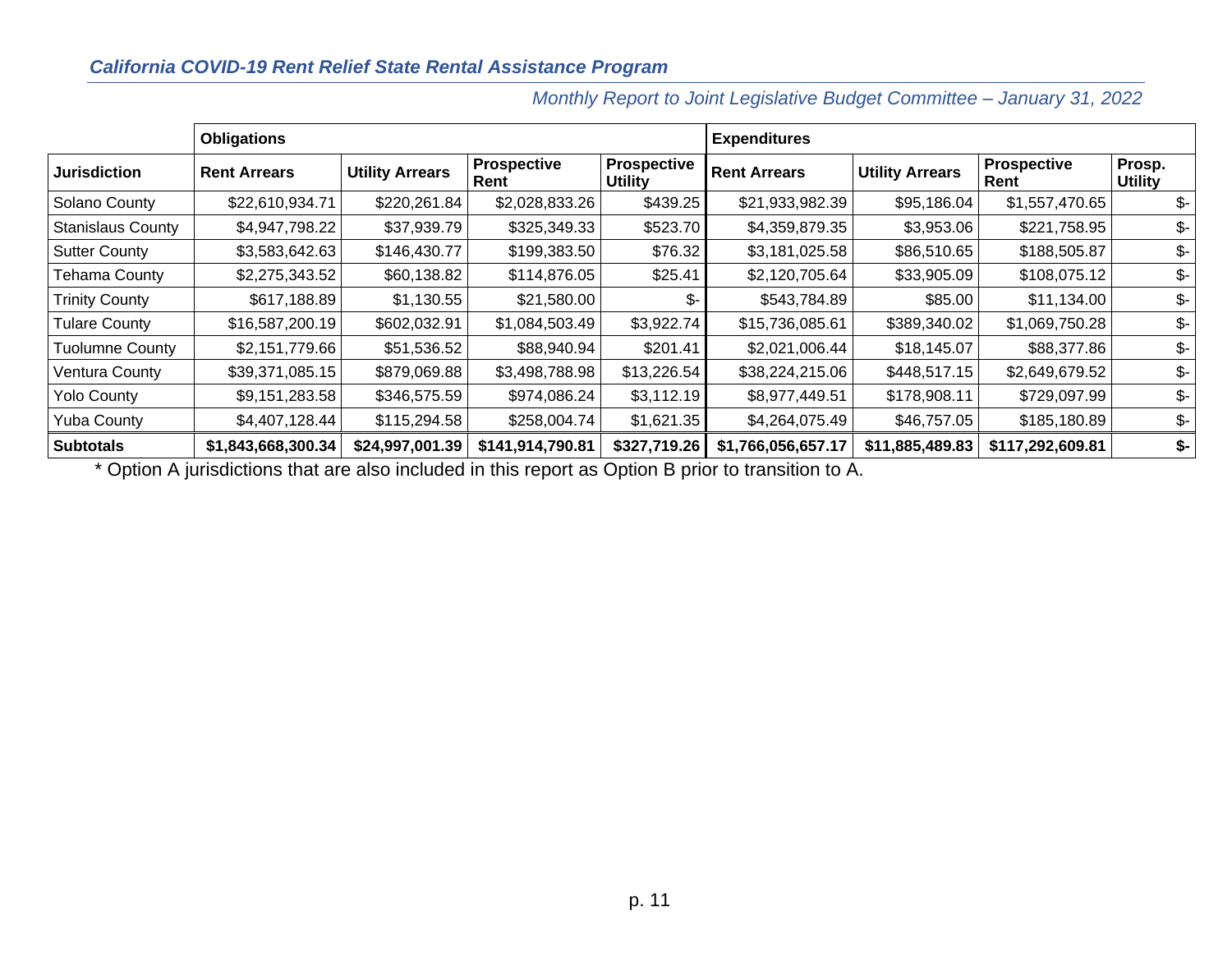| | Obligations | | | | Expenditures | | | |
|---|---|---|---|---|---|---|---|---|
| **Jurisdiction** | **Rent Arrears** | **Utility Arrears** | **Prospective Rent** | **Prospective Utility** | **Rent Arrears** | **Utility Arrears** | **Prospective Rent** | **Prosp. Utility** |
| Solano County | $22,610,934.71 | $220,261.84 | $2,028,833.26 | $439.25 | $21,933,982.39 | $95,186.04 | $1,557,470.65 | $- |
| Stanislaus County | $4,947,798.22 | $37,939.79 | $325,349.33 | $523.70 | $4,359,879.35 | $3,953.06 | $221,758.95 | $- |
| Sutter County | $3,583,642.63 | $146,430.77 | $199,383.50 | $76.32 | $3,181,025.58 | $86,510.65 | $188,505.87 | $- |
| Tehama County | $2,275,343.52 | $60,138.82 | $114,876.05 | $25.41 | $2,120,705.64 | $33,905.09 | $108,075.12 | $- |
| Trinity County | $617,188.89 | $1,130.55 | $21,580.00 | $- | $543,784.89 | $85.00 | $11,134.00 | $- |
| Tulare County | $16,587,200.19 | $602,032.91 | $1,084,503.49 | $3,922.74 | $15,736,085.61 | $389,340.02 | $1,069,750.28 | $- |
| Tuolumne County | $2,151,779.66 | $51,536.52 | $88,940.94 | $201.41 | $2,021,006.44 | $18,145.07 | $88,377.86 | $- |
| Ventura County | $39,371,085.15 | $879,069.88 | $3,498,788.98 | $13,226.54 | $38,224,215.06 | $448,517.15 | $2,649,679.52 | $- |
| Yolo County | $9,151,283.58 | $346,575.59 | $974,086.24 | $3,112.19 | $8,977,449.51 | $178,908.11 | $729,097.99 | $- |
| Yuba County | $4,407,128.44 | $115,294.58 | $258,004.74 | $1,621.35 | $4,264,075.49 | $46,757.05 | $185,180.89 | $- |
| **Subtotals** | **$1,843,668,300.34** | **$24,997,001.39** | **$141,914,790.81** | **$327,719.26** | **$1,766,056,657.17** | **$11,885,489.83** | **$117,292,609.81** | **$-** |

* Option A jurisdictions that are also included in this report as Option B prior to transition to A.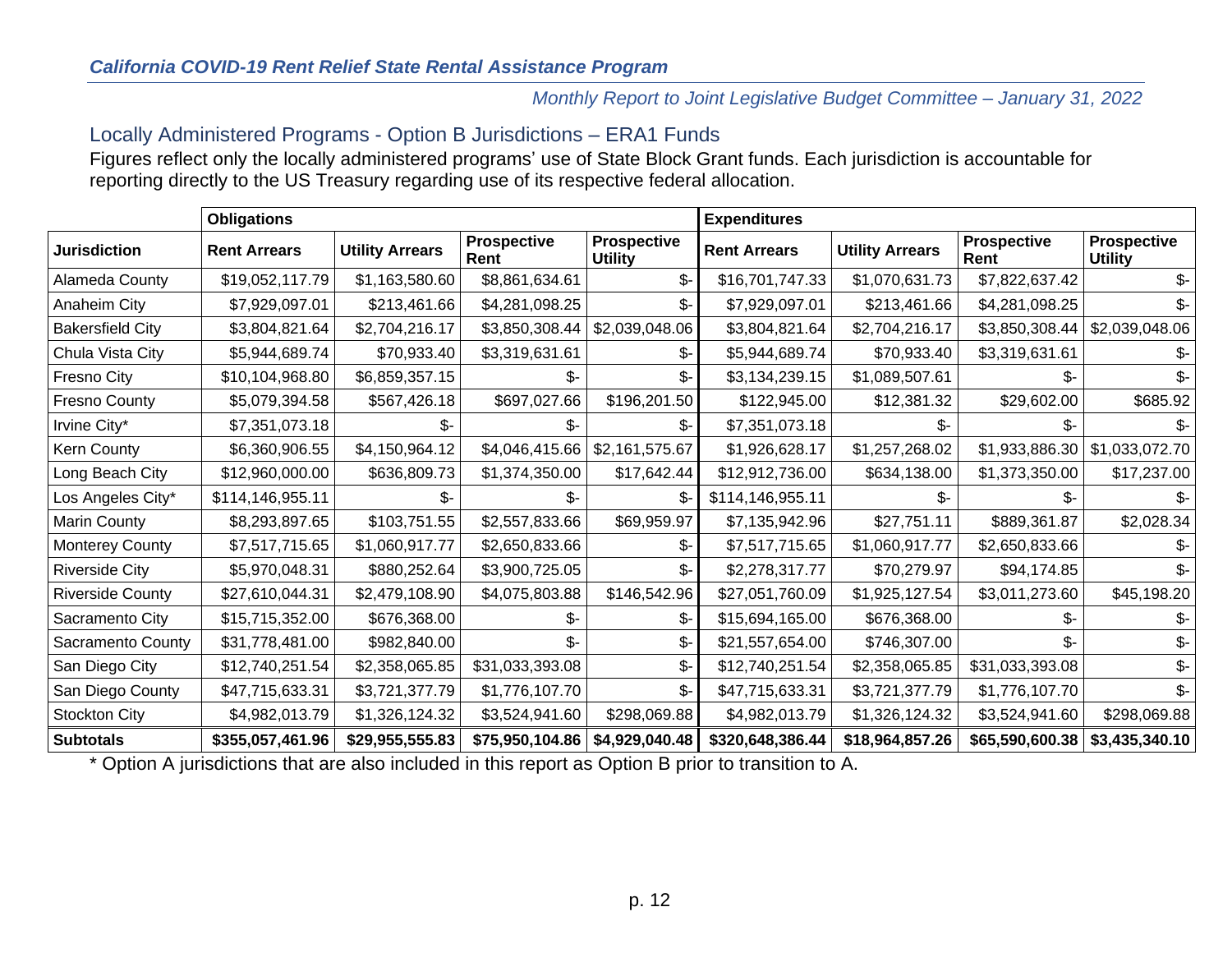## Locally Administered Programs - Option B Jurisdictions – ERA1 Funds

Figures reflect only the locally administered programs' use of State Block Grant funds. Each jurisdiction is accountable for reporting directly to the US Treasury regarding use of its respective federal allocation.

| | Obligations | | | | Expenditures | | | |
|---|---|---|---|---|---|---|---|---|
| **Jurisdiction** | **Rent Arrears** | **Utility Arrears** | **Prospective Rent** | **Prospective Utility** | **Rent Arrears** | **Utility Arrears** | **Prospective Rent** | **Prospective Utility** |
| Alameda County | $19,052,117.79 | $1,163,580.60 | $8,861,634.61 | $- | $16,701,747.33 | $1,070,631.73 | $7,822,637.42 | $- |
| Anaheim City | $7,929,097.01 | $213,461.66 | $4,281,098.25 | $- | $7,929,097.01 | $213,461.66 | $4,281,098.25 | $- |
| Bakersfield City | $3,804,821.64 | $2,704,216.17 | $3,850,308.44 | $2,039,048.06 | $3,804,821.64 | $2,704,216.17 | $3,850,308.44 | $2,039,048.06 |
| Chula Vista City | $5,944,689.74 | $70,933.40 | $3,319,631.61 | $- | $5,944,689.74 | $70,933.40 | $3,319,631.61 | $- |
| Fresno City | $10,104,968.80 | $6,859,357.15 | $- | $- | $3,134,239.15 | $1,089,507.61 | $- | $- |
| Fresno County | $5,079,394.58 | $567,426.18 | $697,027.66 | $196,201.50 | $122,945.00 | $12,381.32 | $29,602.00 | $685.92 |
| Irvine City* | $7,351,073.18 | $- | $- | $- | $7,351,073.18 | $- | $- | $- |
| Kern County | $6,360,906.55 | $4,150,964.12 | $4,046,415.66 | $2,161,575.67 | $1,926,628.17 | $1,257,268.02 | $1,933,886.30 | $1,033,072.70 |
| Long Beach City | $12,960,000.00 | $636,809.73 | $1,374,350.00 | $17,642.44 | $12,912,736.00 | $634,138.00 | $1,373,350.00 | $17,237.00 |
| Los Angeles City* | $114,146,955.11 | $- | $- | $- | $114,146,955.11 | $- | $- | $- |
| Marin County | $8,293,897.65 | $103,751.55 | $2,557,833.66 | $69,959.97 | $7,135,942.96 | $27,751.11 | $889,361.87 | $2,028.34 |
| Monterey County | $7,517,715.65 | $1,060,917.77 | $2,650,833.66 | $- | $7,517,715.65 | $1,060,917.77 | $2,650,833.66 | $- |
| Riverside City | $5,970,048.31 | $880,252.64 | $3,900,725.05 | $- | $2,278,317.77 | $70,279.97 | $94,174.85 | $- |
| Riverside County | $27,610,044.31 | $2,479,108.90 | $4,075,803.88 | $146,542.96 | $27,051,760.09 | $1,925,127.54 | $3,011,273.60 | $45,198.20 |
| Sacramento City | $15,715,352.00 | $676,368.00 | $- | $- | $15,694,165.00 | $676,368.00 | $- | $- |
| Sacramento County | $31,778,481.00 | $982,840.00 | $- | $- | $21,557,654.00 | $746,307.00 | $- | $- |
| San Diego City | $12,740,251.54 | $2,358,065.85 | $31,033,393.08 | $- | $12,740,251.54 | $2,358,065.85 | $31,033,393.08 | $- |
| San Diego County | $47,715,633.31 | $3,721,377.79 | $1,776,107.70 | $- | $47,715,633.31 | $3,721,377.79 | $1,776,107.70 | $- |
| Stockton City | $4,982,013.79 | $1,326,124.32 | $3,524,941.60 | $298,069.88 | $4,982,013.79 | $1,326,124.32 | $3,524,941.60 | $298,069.88 |
| **Subtotals** | **$355,057,461.96** | **$29,955,555.83** | **$75,950,104.86** | **$4,929,040.48** | **$320,648,386.44** | **$18,964,857.26** | **$65,590,600.38** | **$3,435,340.10** |

* Option A jurisdictions that are also included in this report as Option B prior to transition to A.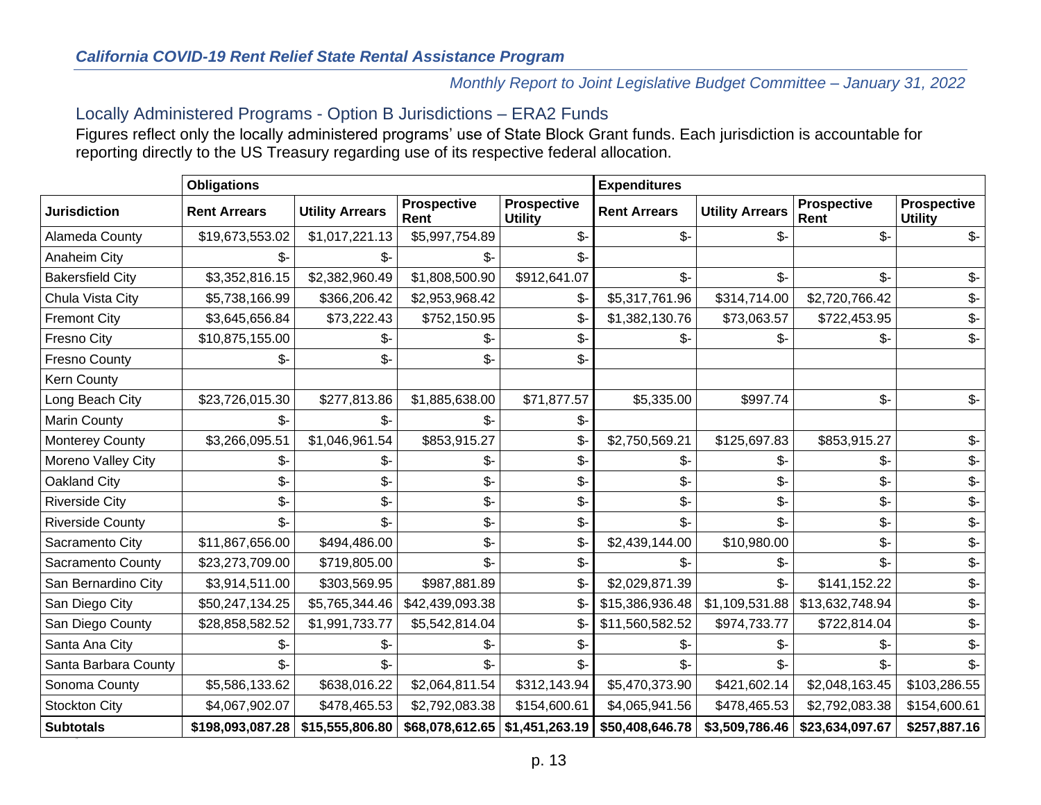## Locally Administered Programs - Option B Jurisdictions – ERA2 Funds

Figures reflect only the locally administered programs' use of State Block Grant funds. Each jurisdiction is accountable for reporting directly to the US Treasury regarding use of its respective federal allocation.

| | Obligations | | | | Expenditures | | | |
|---|---|---|---|---|---|---|---|---|
| **Jurisdiction** | **Rent Arrears** | **Utility Arrears** | **Prospective Rent** | **Prospective Utility** | **Rent Arrears** | **Utility Arrears** | **Prospective Rent** | **Prospective Utility** |
| Alameda County | $19,673,553.02 | $1,017,221.13 | $5,997,754.89 | $- | $- | $- | $- | $- |
| Anaheim City | $- | $- | $- | $- | | | | |
| Bakersfield City | $3,352,816.15 | $2,382,960.49 | $1,808,500.90 | $912,641.07 | $- | $- | $- | $- |
| Chula Vista City | $5,738,166.99 | $366,206.42 | $2,953,968.42 | $- | $5,317,761.96 | $314,714.00 | $2,720,766.42 | $- |
| Fremont City | $3,645,656.84 | $73,222.43 | $752,150.95 | $- | $1,382,130.76 | $73,063.57 | $722,453.95 | $- |
| Fresno City | $10,875,155.00 | $- | $- | $- | $- | $- | $- | $- |
| Fresno County | $- | $- | $- | $- | | | | |
| Kern County | | | | | | | | |
| Long Beach City | $23,726,015.30 | $277,813.86 | $1,885,638.00 | $71,877.57 | $5,335.00 | $997.74 | $- | $- |
| Marin County | $- | $- | $- | $- | | | | |
| Monterey County | $3,266,095.51 | $1,046,961.54 | $853,915.27 | $- | $2,750,569.21 | $125,697.83 | $853,915.27 | $- |
| Moreno Valley City | $- | $- | $- | $- | $- | $- | $- | $- |
| Oakland City | $- | $- | $- | $- | $- | $- | $- | $- |
| Riverside City | $- | $- | $- | $- | $- | $- | $- | $- |
| Riverside County | $- | $- | $- | $- | $- | $- | $- | $- |
| Sacramento City | $11,867,656.00 | $494,486.00 | $- | $- | $2,439,144.00 | $10,980.00 | $- | $- |
| Sacramento County | $23,273,709.00 | $719,805.00 | $- | $- | $- | $- | $- | $- |
| San Bernardino City | $3,914,511.00 | $303,569.95 | $987,881.89 | $- | $2,029,871.39 | $- | $141,152.22 | $- |
| San Diego City | $50,247,134.25 | $5,765,344.46 | $42,439,093.38 | $- | $15,386,936.48 | $1,109,531.88 | $13,632,748.94 | $- |
| San Diego County | $28,858,582.52 | $1,991,733.77 | $5,542,814.04 | $- | $11,560,582.52 | $974,733.77 | $722,814.04 | $- |
| Santa Ana City | $- | $- | $- | $- | $- | $- | $- | $- |
| Santa Barbara County | $- | $- | $- | $- | $- | $- | $- | $- |
| Sonoma County | $5,586,133.62 | $638,016.22 | $2,064,811.54 | $312,143.94 | $5,470,373.90 | $421,602.14 | $2,048,163.45 | $103,286.55 |
| Stockton City | $4,067,902.07 | $478,465.53 | $2,792,083.38 | $154,600.61 | $4,065,941.56 | $478,465.53 | $2,792,083.38 | $154,600.61 |
| **Subtotals** | **$198,093,087.28** | **$15,555,806.80** | **$68,078,612.65** | **$1,451,263.19** | **$50,408,646.78** | **$3,509,786.46** | **$23,634,097.67** | **$257,887.16** |